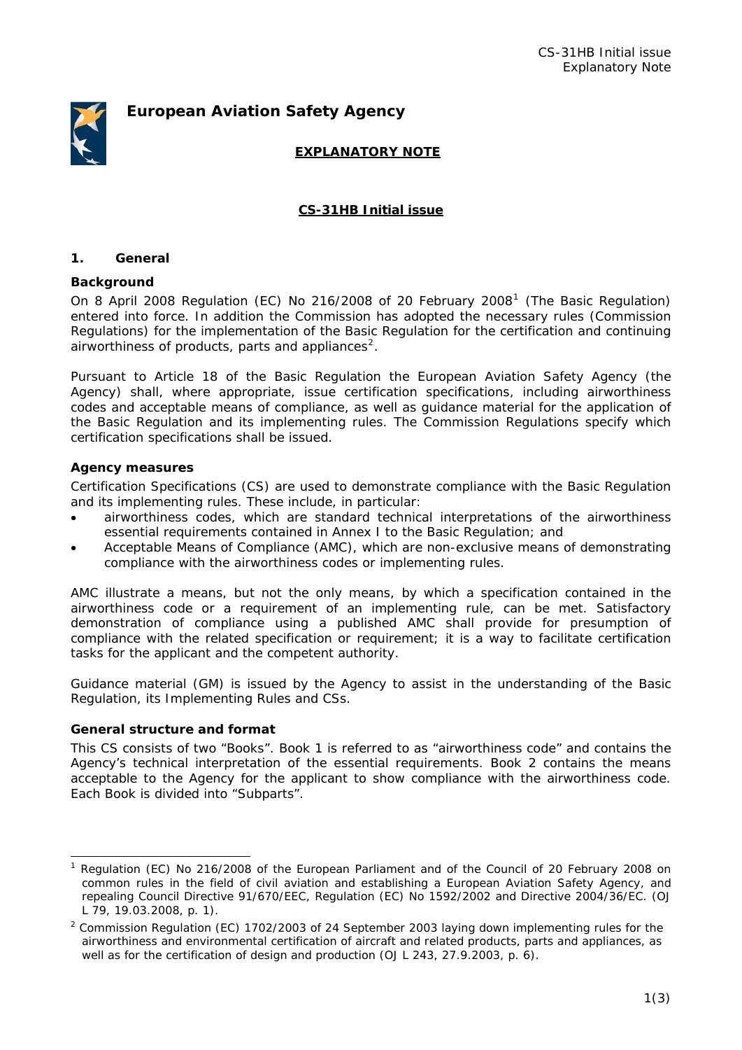# European Aviation Safety Agency

## EXPLANATORY NOTE

## CS-31HB Initial issue

### 1. General

**Background**

On 8 April 2008 Regulation (EC) No 216/2008 of 20 February 2008[1] (The Basic Regulation) entered into force. In addition the Commission has adopted the necessary rules (Commission Regulations) for the implementation of the Basic Regulation for the certification and continuing airworthiness of products, parts and appliances[2].

Pursuant to Article 18 of the Basic Regulation the European Aviation Safety Agency (the Agency) shall, where appropriate, issue certification specifications, including airworthiness codes and acceptable means of compliance, as well as guidance material for the application of the Basic Regulation and its implementing rules. The Commission Regulations specify which certification specifications shall be issued.

**Agency measures**

Certification Specifications (CS) are used to demonstrate compliance with the Basic Regulation and its implementing rules. These include, in particular:

- airworthiness codes, which are standard technical interpretations of the airworthiness essential requirements contained in Annex I to the Basic Regulation; and
- Acceptable Means of Compliance (AMC), which are non-exclusive means of demonstrating compliance with the airworthiness codes or implementing rules.

AMC illustrate a means, but not the only means, by which a specification contained in the airworthiness code or a requirement of an implementing rule, can be met. Satisfactory demonstration of compliance using a published AMC shall provide for presumption of compliance with the related specification or requirement; it is a way to facilitate certification tasks for the applicant and the competent authority.

Guidance material (GM) is issued by the Agency to assist in the understanding of the Basic Regulation, its Implementing Rules and CSs.

**General structure and format**

This CS consists of two "Books". Book 1 is referred to as "airworthiness code" and contains the Agency's technical interpretation of the essential requirements. Book 2 contains the means acceptable to the Agency for the applicant to show compliance with the airworthiness code. Each Book is divided into "Subparts".

---

[1] Regulation (EC) No 216/2008 of the European Parliament and of the Council of 20 February 2008 on common rules in the field of civil aviation and establishing a European Aviation Safety Agency, and repealing Council Directive 91/670/EEC, Regulation (EC) No 1592/2002 and Directive 2004/36/EC. (OJ L 79, 19.03.2008, p. 1).

[2] Commission Regulation (EC) 1702/2003 of 24 September 2003 laying down implementing rules for the airworthiness and environmental certification of aircraft and related products, parts and appliances, as well as for the certification of design and production (OJ L 243, 27.9.2003, p. 6).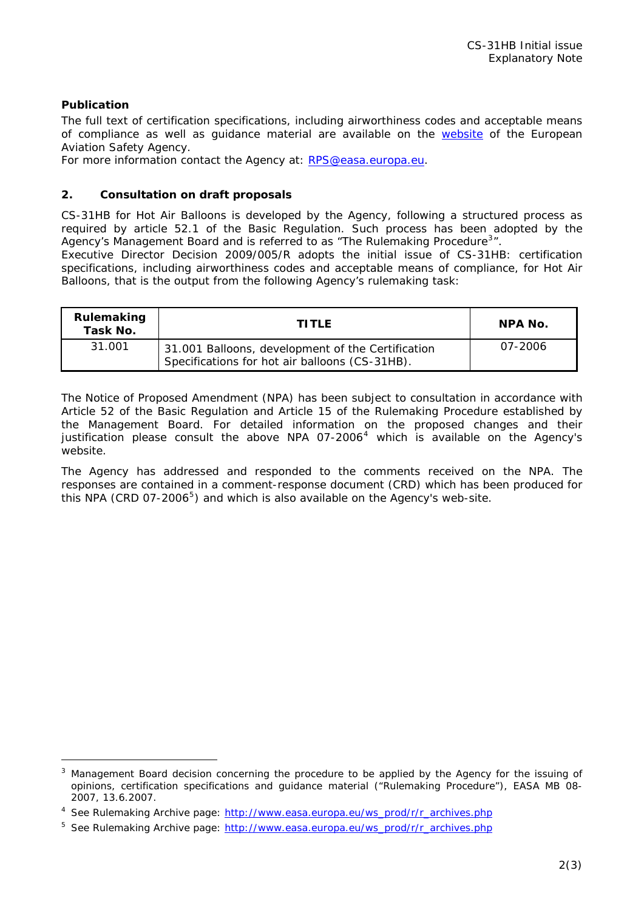**Publication**

The full text of certification specifications, including airworthiness codes and acceptable means of compliance as well as guidance material are available on the website of the European Aviation Safety Agency.

For more information contact the Agency at: RPS@easa.europa.eu.

## 2. Consultation on draft proposals

CS-31HB for Hot Air Balloons is developed by the Agency, following a structured process as required by article 52.1 of the Basic Regulation. Such process has been adopted by the Agency's Management Board and is referred to as "The Rulemaking Procedure[3]".

Executive Director Decision 2009/005/R adopts the initial issue of CS-31HB: certification specifications, including airworthiness codes and acceptable means of compliance, for Hot Air Balloons, that is the output from the following Agency's rulemaking task:

| Rulemaking Task No. | TITLE | NPA No. |
|---|---|---|
| 31.001 | 31.001 Balloons, development of the Certification Specifications for hot air balloons (CS-31HB). | 07-2006 |

The Notice of Proposed Amendment (NPA) has been subject to consultation in accordance with Article 52 of the Basic Regulation and Article 15 of the Rulemaking Procedure established by the Management Board. For detailed information on the proposed changes and their justification please consult the above NPA 07-2006[4] which is available on the Agency's website.

The Agency has addressed and responded to the comments received on the NPA. The responses are contained in a comment-response document (CRD) which has been produced for this NPA (CRD 07-2006[5]) and which is also available on the Agency's web-site.

---

[3] Management Board decision concerning the procedure to be applied by the Agency for the issuing of opinions, certification specifications and guidance material ("Rulemaking Procedure"), EASA MB 08-2007, 13.6.2007.

[4] See Rulemaking Archive page: http://www.easa.europa.eu/ws_prod/r/r_archives.php

[5] See Rulemaking Archive page: http://www.easa.europa.eu/ws_prod/r/r_archives.php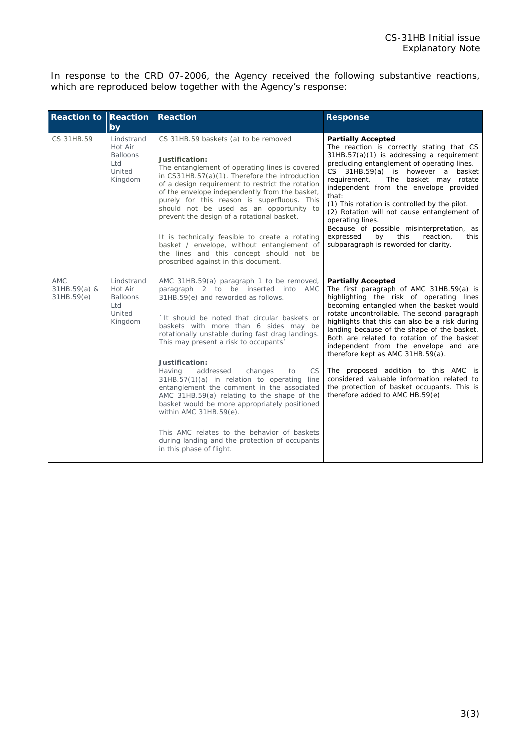In response to the CRD 07-2006, the Agency received the following substantive reactions, which are reproduced below together with the Agency's response:

| Reaction to | Reaction by | Reaction | Response |
|---|---|---|---|
| CS 31HB.59 | Lindstrand Hot Air Balloons Ltd United Kingdom | CS 31HB.59 baskets (a) to be removed<br><br>**Justification:**<br>The entanglement of operating lines is covered in CS31HB.57(a)(1). Therefore the introduction of a design requirement to restrict the rotation of the envelope independently from the basket, purely for this reason is superfluous. This should not be used as an opportunity to prevent the design of a rotational basket.<br><br>It is technically feasible to create a rotating basket / envelope, without entanglement of the lines and this concept should not be proscribed against in this document. | **Partially Accepted**<br>The reaction is correctly stating that CS 31HB.57(a)(1) is addressing a requirement precluding entanglement of operating lines. CS 31HB.59(a) is however a basket requirement. The basket may rotate independent from the envelope provided that:<br>(1) This rotation is controlled by the pilot.<br>(2) Rotation will not cause entanglement of operating lines.<br>Because of possible misinterpretation, as expressed by this reaction, this subparagraph is reworded for clarity. |
| AMC 31HB.59(a) & 31HB.59(e) | Lindstrand Hot Air Balloons Ltd United Kingdom | AMC 31HB.59(a) paragraph 1 to be removed, paragraph 2 to be inserted into AMC 31HB.59(e) and reworded as follows.<br><br>`It should be noted that circular baskets or baskets with more than 6 sides may be rotationally unstable during fast drag landings. This may present a risk to occupants'<br><br>**Justification:**<br>Having addressed changes to CS 31HB.57(1)(a) in relation to operating line entanglement the comment in the associated AMC 31HB.59(a) relating to the shape of the basket would be more appropriately positioned within AMC 31HB.59(e).<br><br>This AMC relates to the behavior of baskets during landing and the protection of occupants in this phase of flight. | **Partially Accepted**<br>The first paragraph of AMC 31HB.59(a) is highlighting the risk of operating lines becoming entangled when the basket would rotate uncontrollable. The second paragraph highlights that this can also be a risk during landing because of the shape of the basket. Both are related to rotation of the basket independent from the envelope and are therefore kept as AMC 31HB.59(a).<br><br>The proposed addition to this AMC is considered valuable information related to the protection of basket occupants. This is therefore added to AMC HB.59(e) |